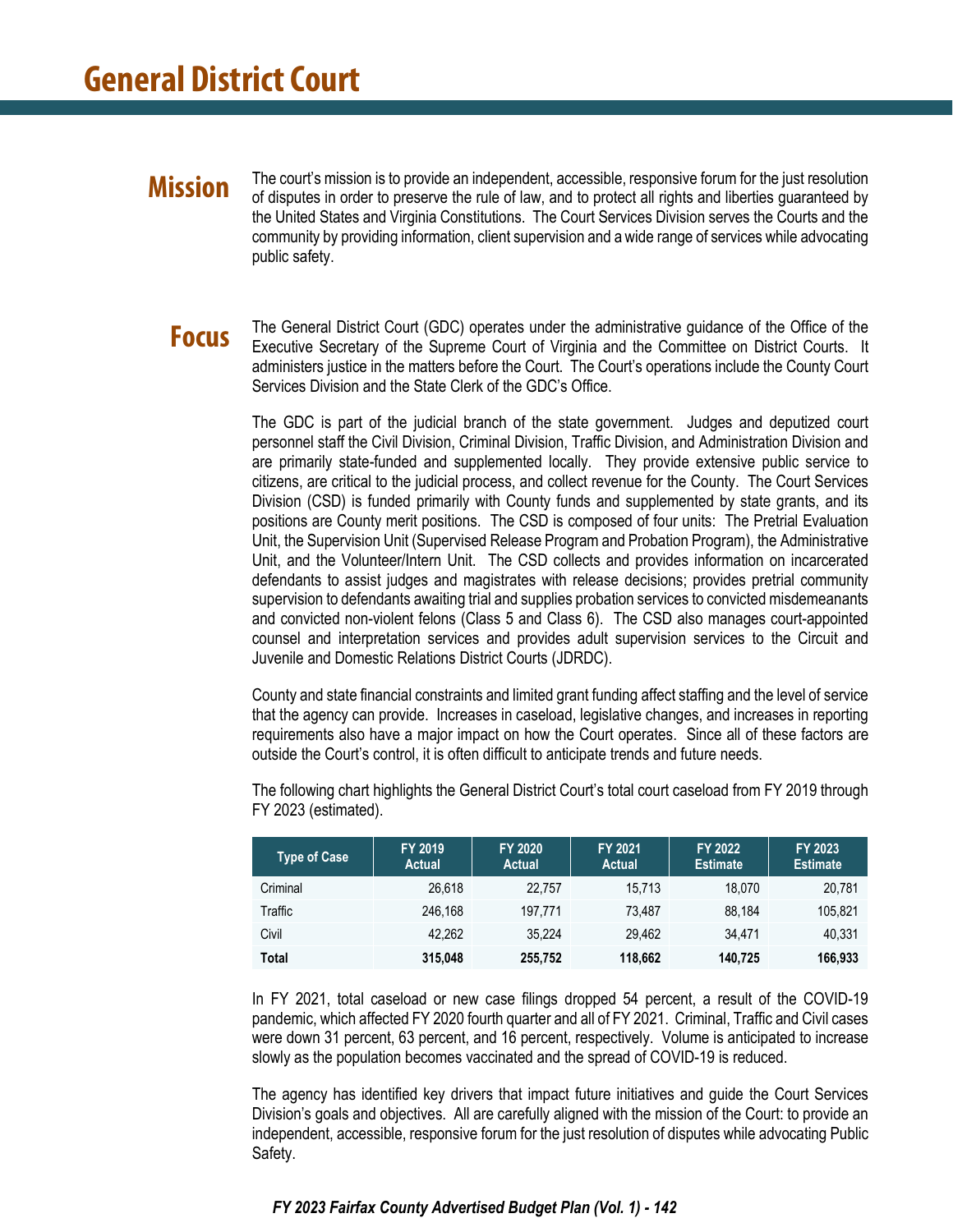# General District Court

## Mission

The court's mission is to provide an independent, accessible, responsive forum for the just resolution of disputes in order to preserve the rule of law, and to protect all rights and liberties guaranteed by the United States and Virginia Constitutions. The Court Services Division serves the Courts and the community by providing information, client supervision and a wide range of services while advocating public safety.

## Focus

The General District Court (GDC) operates under the administrative guidance of the Office of the Executive Secretary of the Supreme Court of Virginia and the Committee on District Courts. It administers justice in the matters before the Court. The Court's operations include the County Court Services Division and the State Clerk of the GDC's Office.

The GDC is part of the judicial branch of the state government. Judges and deputized court personnel staff the Civil Division, Criminal Division, Traffic Division, and Administration Division and are primarily state-funded and supplemented locally. They provide extensive public service to citizens, are critical to the judicial process, and collect revenue for the County. The Court Services Division (CSD) is funded primarily with County funds and supplemented by state grants, and its positions are County merit positions. The CSD is composed of four units: The Pretrial Evaluation Unit, the Supervision Unit (Supervised Release Program and Probation Program), the Administrative Unit, and the Volunteer/Intern Unit. The CSD collects and provides information on incarcerated defendants to assist judges and magistrates with release decisions; provides pretrial community supervision to defendants awaiting trial and supplies probation services to convicted misdemeanants and convicted non-violent felons (Class 5 and Class 6). The CSD also manages court-appointed counsel and interpretation services and provides adult supervision services to the Circuit and Juvenile and Domestic Relations District Courts (JDRDC).

County and state financial constraints and limited grant funding affect staffing and the level of service that the agency can provide. Increases in caseload, legislative changes, and increases in reporting requirements also have a major impact on how the Court operates. Since all of these factors are outside the Court's control, it is often difficult to anticipate trends and future needs.

The following chart highlights the General District Court's total court caseload from FY 2019 through FY 2023 (estimated).

| Type of Case | FY 2019 Actual | FY 2020 Actual | FY 2021 Actual | FY 2022 Estimate | FY 2023 Estimate |
|---|---|---|---|---|---|
| Criminal | 26,618 | 22,757 | 15,713 | 18,070 | 20,781 |
| Traffic | 246,168 | 197,771 | 73,487 | 88,184 | 105,821 |
| Civil | 42,262 | 35,224 | 29,462 | 34,471 | 40,331 |
| **Total** | **315,048** | **255,752** | **118,662** | **140,725** | **166,933** |

In FY 2021, total caseload or new case filings dropped 54 percent, a result of the COVID-19 pandemic, which affected FY 2020 fourth quarter and all of FY 2021. Criminal, Traffic and Civil cases were down 31 percent, 63 percent, and 16 percent, respectively. Volume is anticipated to increase slowly as the population becomes vaccinated and the spread of COVID-19 is reduced.

The agency has identified key drivers that impact future initiatives and guide the Court Services Division's goals and objectives. All are carefully aligned with the mission of the Court: to provide an independent, accessible, responsive forum for the just resolution of disputes while advocating Public Safety.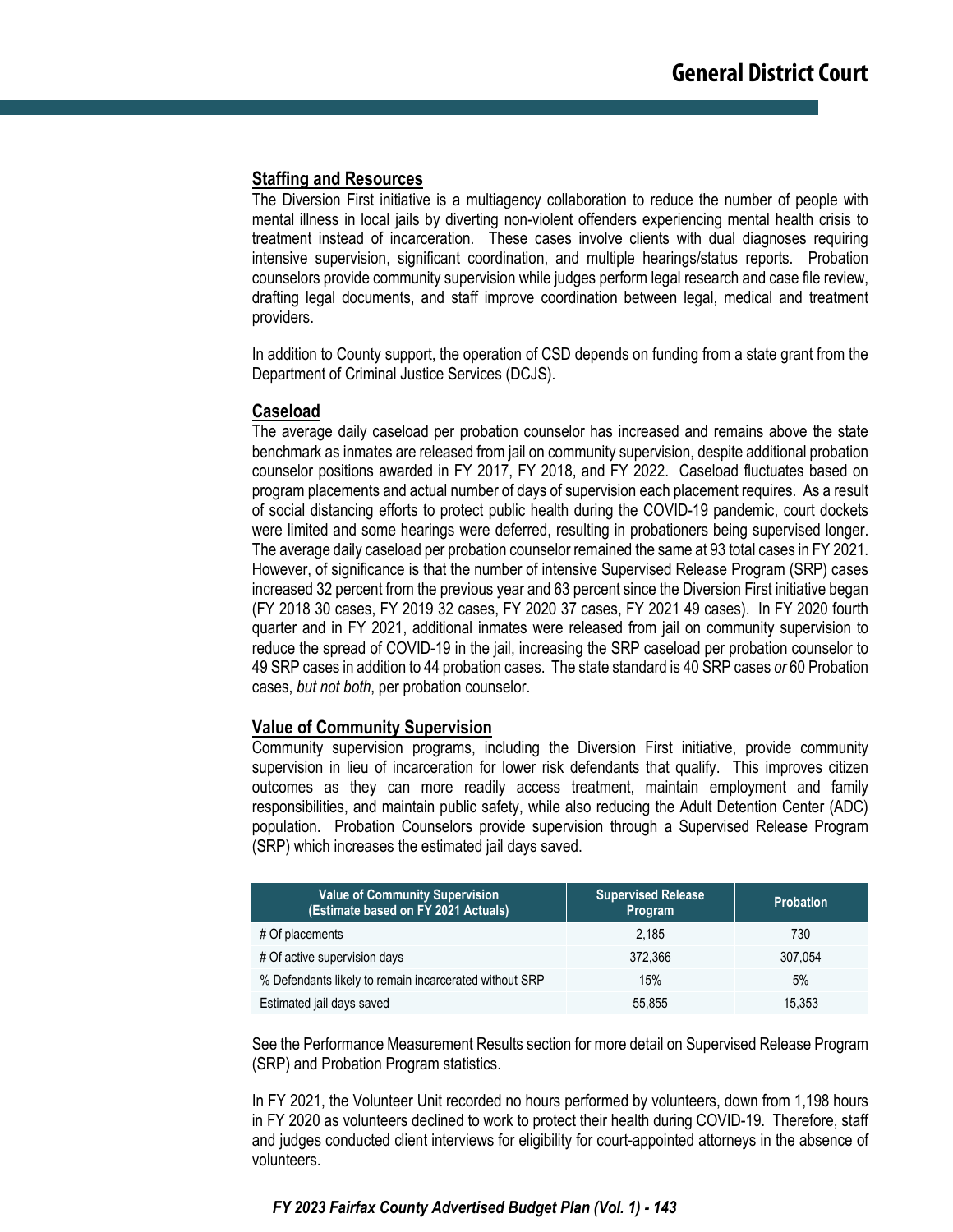### Staffing and Resources

The Diversion First initiative is a multiagency collaboration to reduce the number of people with mental illness in local jails by diverting non-violent offenders experiencing mental health crisis to treatment instead of incarceration. These cases involve clients with dual diagnoses requiring intensive supervision, significant coordination, and multiple hearings/status reports. Probation counselors provide community supervision while judges perform legal research and case file review, drafting legal documents, and staff improve coordination between legal, medical and treatment providers.

In addition to County support, the operation of CSD depends on funding from a state grant from the Department of Criminal Justice Services (DCJS).

### Caseload

The average daily caseload per probation counselor has increased and remains above the state benchmark as inmates are released from jail on community supervision, despite additional probation counselor positions awarded in FY 2017, FY 2018, and FY 2022. Caseload fluctuates based on program placements and actual number of days of supervision each placement requires. As a result of social distancing efforts to protect public health during the COVID-19 pandemic, court dockets were limited and some hearings were deferred, resulting in probationers being supervised longer. The average daily caseload per probation counselor remained the same at 93 total cases in FY 2021. However, of significance is that the number of intensive Supervised Release Program (SRP) cases increased 32 percent from the previous year and 63 percent since the Diversion First initiative began (FY 2018 30 cases, FY 2019 32 cases, FY 2020 37 cases, FY 2021 49 cases). In FY 2020 fourth quarter and in FY 2021, additional inmates were released from jail on community supervision to reduce the spread of COVID-19 in the jail, increasing the SRP caseload per probation counselor to 49 SRP cases in addition to 44 probation cases. The state standard is 40 SRP cases *or* 60 Probation cases, *but not both*, per probation counselor.

### Value of Community Supervision

Community supervision programs, including the Diversion First initiative, provide community supervision in lieu of incarceration for lower risk defendants that qualify. This improves citizen outcomes as they can more readily access treatment, maintain employment and family responsibilities, and maintain public safety, while also reducing the Adult Detention Center (ADC) population. Probation Counselors provide supervision through a Supervised Release Program (SRP) which increases the estimated jail days saved.

| Value of Community Supervision (Estimate based on FY 2021 Actuals) | Supervised Release Program | Probation |
|---|---|---|
| # Of placements | 2,185 | 730 |
| # Of active supervision days | 372,366 | 307,054 |
| % Defendants likely to remain incarcerated without SRP | 15% | 5% |
| Estimated jail days saved | 55,855 | 15,353 |

See the Performance Measurement Results section for more detail on Supervised Release Program (SRP) and Probation Program statistics.

In FY 2021, the Volunteer Unit recorded no hours performed by volunteers, down from 1,198 hours in FY 2020 as volunteers declined to work to protect their health during COVID-19. Therefore, staff and judges conducted client interviews for eligibility for court-appointed attorneys in the absence of volunteers.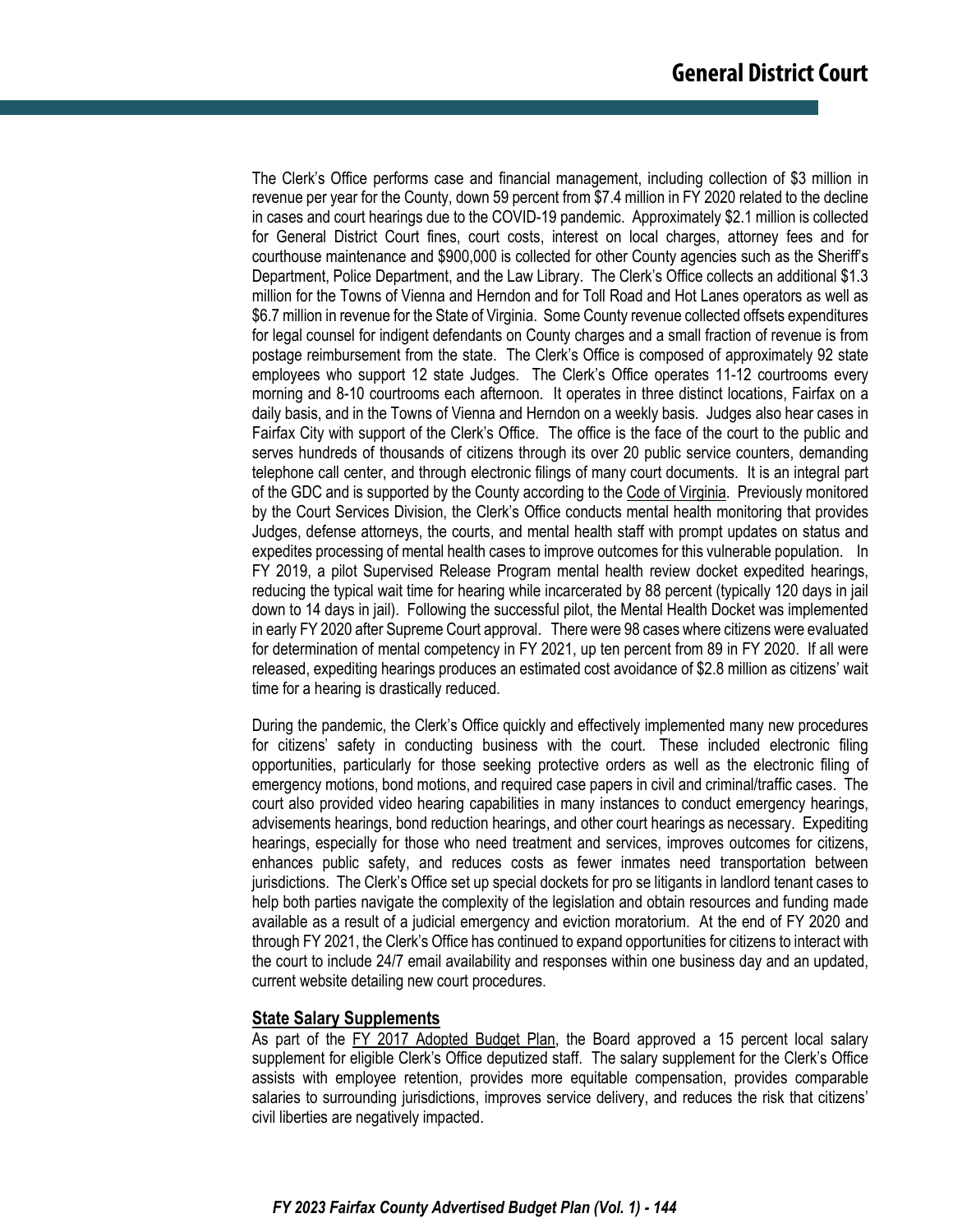The Clerk's Office performs case and financial management, including collection of $3 million in revenue per year for the County, down 59 percent from $7.4 million in FY 2020 related to the decline in cases and court hearings due to the COVID-19 pandemic. Approximately $2.1 million is collected for General District Court fines, court costs, interest on local charges, attorney fees and for courthouse maintenance and $900,000 is collected for other County agencies such as the Sheriff's Department, Police Department, and the Law Library. The Clerk's Office collects an additional $1.3 million for the Towns of Vienna and Herndon and for Toll Road and Hot Lanes operators as well as $6.7 million in revenue for the State of Virginia. Some County revenue collected offsets expenditures for legal counsel for indigent defendants on County charges and a small fraction of revenue is from postage reimbursement from the state. The Clerk's Office is composed of approximately 92 state employees who support 12 state Judges. The Clerk's Office operates 11-12 courtrooms every morning and 8-10 courtrooms each afternoon. It operates in three distinct locations, Fairfax on a daily basis, and in the Towns of Vienna and Herndon on a weekly basis. Judges also hear cases in Fairfax City with support of the Clerk's Office. The office is the face of the court to the public and serves hundreds of thousands of citizens through its over 20 public service counters, demanding telephone call center, and through electronic filings of many court documents. It is an integral part of the GDC and is supported by the County according to the Code of Virginia. Previously monitored by the Court Services Division, the Clerk's Office conducts mental health monitoring that provides Judges, defense attorneys, the courts, and mental health staff with prompt updates on status and expedites processing of mental health cases to improve outcomes for this vulnerable population. In FY 2019, a pilot Supervised Release Program mental health review docket expedited hearings, reducing the typical wait time for hearing while incarcerated by 88 percent (typically 120 days in jail down to 14 days in jail). Following the successful pilot, the Mental Health Docket was implemented in early FY 2020 after Supreme Court approval. There were 98 cases where citizens were evaluated for determination of mental competency in FY 2021, up ten percent from 89 in FY 2020. If all were released, expediting hearings produces an estimated cost avoidance of $2.8 million as citizens' wait time for a hearing is drastically reduced.

During the pandemic, the Clerk's Office quickly and effectively implemented many new procedures for citizens' safety in conducting business with the court. These included electronic filing opportunities, particularly for those seeking protective orders as well as the electronic filing of emergency motions, bond motions, and required case papers in civil and criminal/traffic cases. The court also provided video hearing capabilities in many instances to conduct emergency hearings, advisements hearings, bond reduction hearings, and other court hearings as necessary. Expediting hearings, especially for those who need treatment and services, improves outcomes for citizens, enhances public safety, and reduces costs as fewer inmates need transportation between jurisdictions. The Clerk's Office set up special dockets for pro se litigants in landlord tenant cases to help both parties navigate the complexity of the legislation and obtain resources and funding made available as a result of a judicial emergency and eviction moratorium. At the end of FY 2020 and through FY 2021, the Clerk's Office has continued to expand opportunities for citizens to interact with the court to include 24/7 email availability and responses within one business day and an updated, current website detailing new court procedures.

### State Salary Supplements

As part of the FY 2017 Adopted Budget Plan, the Board approved a 15 percent local salary supplement for eligible Clerk's Office deputized staff. The salary supplement for the Clerk's Office assists with employee retention, provides more equitable compensation, provides comparable salaries to surrounding jurisdictions, improves service delivery, and reduces the risk that citizens' civil liberties are negatively impacted.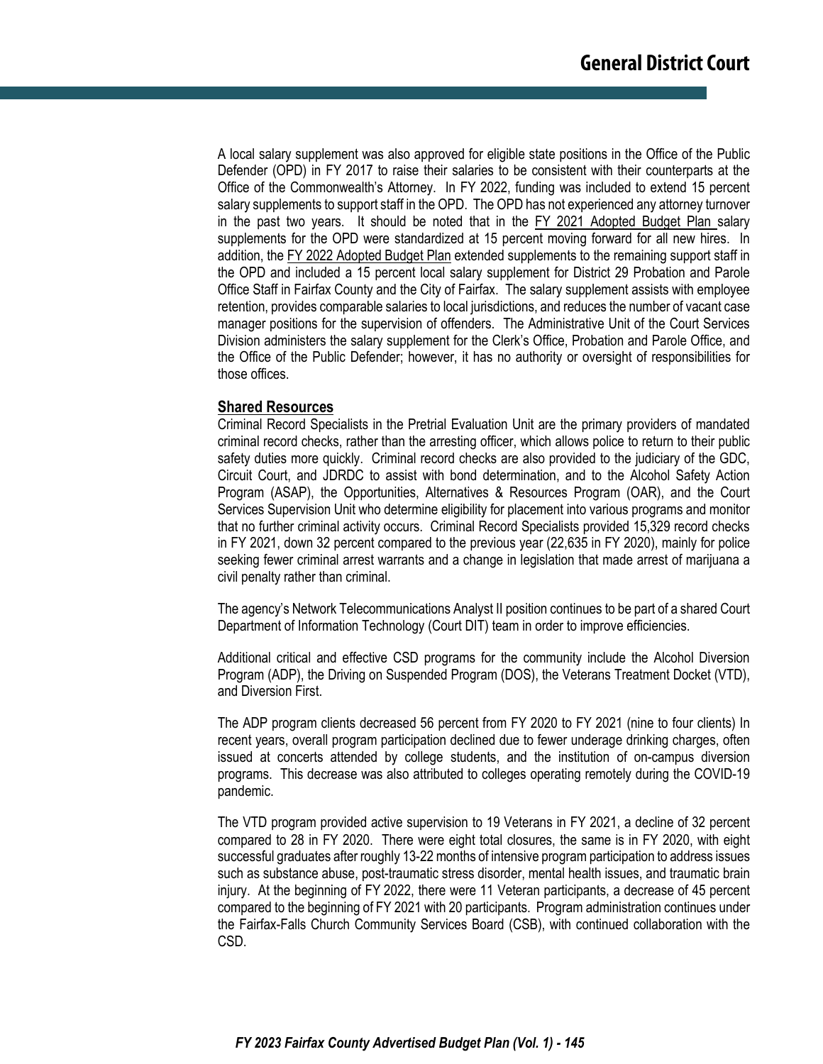A local salary supplement was also approved for eligible state positions in the Office of the Public Defender (OPD) in FY 2017 to raise their salaries to be consistent with their counterparts at the Office of the Commonwealth's Attorney. In FY 2022, funding was included to extend 15 percent salary supplements to support staff in the OPD. The OPD has not experienced any attorney turnover in the past two years. It should be noted that in the FY 2021 Adopted Budget Plan salary supplements for the OPD were standardized at 15 percent moving forward for all new hires. In addition, the FY 2022 Adopted Budget Plan extended supplements to the remaining support staff in the OPD and included a 15 percent local salary supplement for District 29 Probation and Parole Office Staff in Fairfax County and the City of Fairfax. The salary supplement assists with employee retention, provides comparable salaries to local jurisdictions, and reduces the number of vacant case manager positions for the supervision of offenders. The Administrative Unit of the Court Services Division administers the salary supplement for the Clerk's Office, Probation and Parole Office, and the Office of the Public Defender; however, it has no authority or oversight of responsibilities for those offices.

**Shared Resources**

Criminal Record Specialists in the Pretrial Evaluation Unit are the primary providers of mandated criminal record checks, rather than the arresting officer, which allows police to return to their public safety duties more quickly. Criminal record checks are also provided to the judiciary of the GDC, Circuit Court, and JDRDC to assist with bond determination, and to the Alcohol Safety Action Program (ASAP), the Opportunities, Alternatives & Resources Program (OAR), and the Court Services Supervision Unit who determine eligibility for placement into various programs and monitor that no further criminal activity occurs. Criminal Record Specialists provided 15,329 record checks in FY 2021, down 32 percent compared to the previous year (22,635 in FY 2020), mainly for police seeking fewer criminal arrest warrants and a change in legislation that made arrest of marijuana a civil penalty rather than criminal.

The agency's Network Telecommunications Analyst II position continues to be part of a shared Court Department of Information Technology (Court DIT) team in order to improve efficiencies.

Additional critical and effective CSD programs for the community include the Alcohol Diversion Program (ADP), the Driving on Suspended Program (DOS), the Veterans Treatment Docket (VTD), and Diversion First.

The ADP program clients decreased 56 percent from FY 2020 to FY 2021 (nine to four clients) In recent years, overall program participation declined due to fewer underage drinking charges, often issued at concerts attended by college students, and the institution of on-campus diversion programs. This decrease was also attributed to colleges operating remotely during the COVID-19 pandemic.

The VTD program provided active supervision to 19 Veterans in FY 2021, a decline of 32 percent compared to 28 in FY 2020. There were eight total closures, the same is in FY 2020, with eight successful graduates after roughly 13-22 months of intensive program participation to address issues such as substance abuse, post-traumatic stress disorder, mental health issues, and traumatic brain injury. At the beginning of FY 2022, there were 11 Veteran participants, a decrease of 45 percent compared to the beginning of FY 2021 with 20 participants. Program administration continues under the Fairfax-Falls Church Community Services Board (CSB), with continued collaboration with the CSD.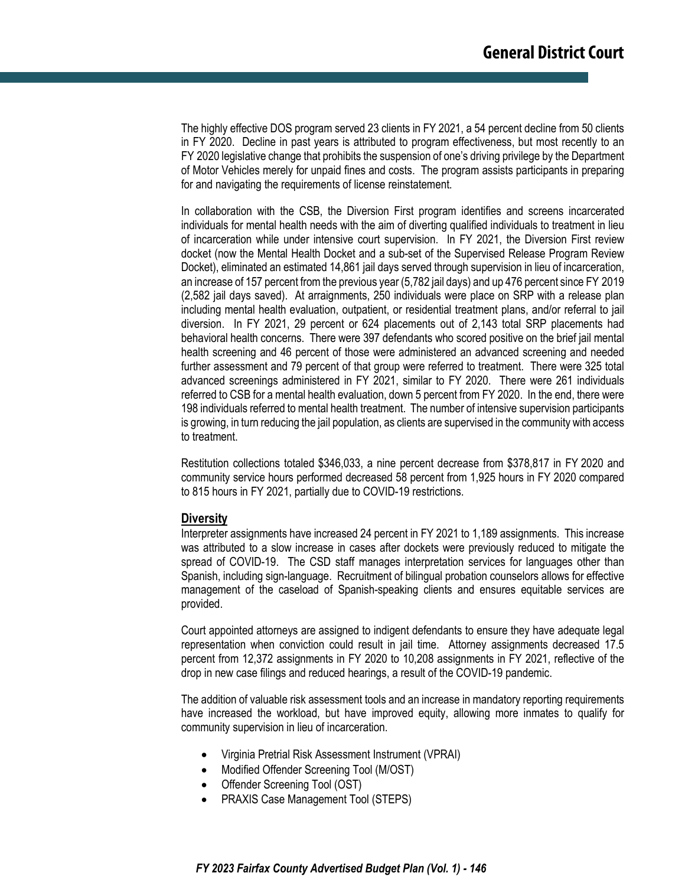The highly effective DOS program served 23 clients in FY 2021, a 54 percent decline from 50 clients in FY 2020. Decline in past years is attributed to program effectiveness, but most recently to an FY 2020 legislative change that prohibits the suspension of one's driving privilege by the Department of Motor Vehicles merely for unpaid fines and costs. The program assists participants in preparing for and navigating the requirements of license reinstatement.

In collaboration with the CSB, the Diversion First program identifies and screens incarcerated individuals for mental health needs with the aim of diverting qualified individuals to treatment in lieu of incarceration while under intensive court supervision. In FY 2021, the Diversion First review docket (now the Mental Health Docket and a sub-set of the Supervised Release Program Review Docket), eliminated an estimated 14,861 jail days served through supervision in lieu of incarceration, an increase of 157 percent from the previous year (5,782 jail days) and up 476 percent since FY 2019 (2,582 jail days saved). At arraignments, 250 individuals were place on SRP with a release plan including mental health evaluation, outpatient, or residential treatment plans, and/or referral to jail diversion. In FY 2021, 29 percent or 624 placements out of 2,143 total SRP placements had behavioral health concerns. There were 397 defendants who scored positive on the brief jail mental health screening and 46 percent of those were administered an advanced screening and needed further assessment and 79 percent of that group were referred to treatment. There were 325 total advanced screenings administered in FY 2021, similar to FY 2020. There were 261 individuals referred to CSB for a mental health evaluation, down 5 percent from FY 2020. In the end, there were 198 individuals referred to mental health treatment. The number of intensive supervision participants is growing, in turn reducing the jail population, as clients are supervised in the community with access to treatment.

Restitution collections totaled $346,033, a nine percent decrease from $378,817 in FY 2020 and community service hours performed decreased 58 percent from 1,925 hours in FY 2020 compared to 815 hours in FY 2021, partially due to COVID-19 restrictions.

### Diversity

Interpreter assignments have increased 24 percent in FY 2021 to 1,189 assignments. This increase was attributed to a slow increase in cases after dockets were previously reduced to mitigate the spread of COVID-19. The CSD staff manages interpretation services for languages other than Spanish, including sign-language. Recruitment of bilingual probation counselors allows for effective management of the caseload of Spanish-speaking clients and ensures equitable services are provided.

Court appointed attorneys are assigned to indigent defendants to ensure they have adequate legal representation when conviction could result in jail time. Attorney assignments decreased 17.5 percent from 12,372 assignments in FY 2020 to 10,208 assignments in FY 2021, reflective of the drop in new case filings and reduced hearings, a result of the COVID-19 pandemic.

The addition of valuable risk assessment tools and an increase in mandatory reporting requirements have increased the workload, but have improved equity, allowing more inmates to qualify for community supervision in lieu of incarceration.

- Virginia Pretrial Risk Assessment Instrument (VPRAI)
- Modified Offender Screening Tool (M/OST)
- Offender Screening Tool (OST)
- PRAXIS Case Management Tool (STEPS)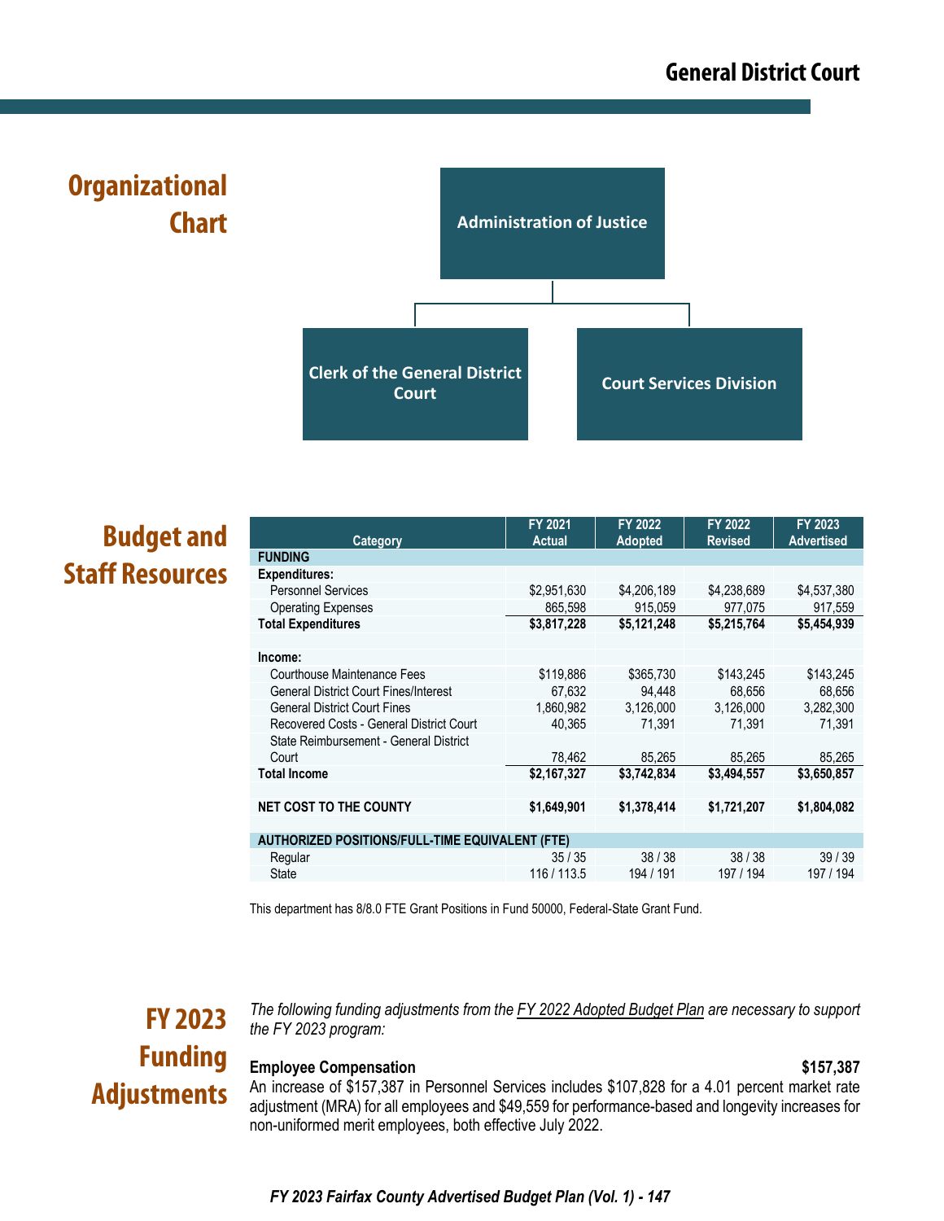## Organizational Chart

Administration of Justice

- Clerk of the General District Court
- Court Services Division

## Budget and Staff Resources

| Category | FY 2021 Actual | FY 2022 Adopted | FY 2022 Revised | FY 2023 Advertised |
|---|---|---|---|---|
| **FUNDING** | | | | |
| **Expenditures:** | | | | |
| Personnel Services | $2,951,630 | $4,206,189 | $4,238,689 | $4,537,380 |
| Operating Expenses | 865,598 | 915,059 | 977,075 | 917,559 |
| **Total Expenditures** | **$3,817,228** | **$5,121,248** | **$5,215,764** | **$5,454,939** |
| | | | | |
| **Income:** | | | | |
| Courthouse Maintenance Fees | $119,886 | $365,730 | $143,245 | $143,245 |
| General District Court Fines/Interest | 67,632 | 94,448 | 68,656 | 68,656 |
| General District Court Fines | 1,860,982 | 3,126,000 | 3,126,000 | 3,282,300 |
| Recovered Costs - General District Court | 40,365 | 71,391 | 71,391 | 71,391 |
| State Reimbursement - General District Court | 78,462 | 85,265 | 85,265 | 85,265 |
| **Total Income** | **$2,167,327** | **$3,742,834** | **$3,494,557** | **$3,650,857** |
| | | | | |
| **NET COST TO THE COUNTY** | **$1,649,901** | **$1,378,414** | **$1,721,207** | **$1,804,082** |
| | | | | |
| **AUTHORIZED POSITIONS/FULL-TIME EQUIVALENT (FTE)** | | | | |
| Regular | 35 / 35 | 38 / 38 | 38 / 38 | 39 / 39 |
| State | 116 / 113.5 | 194 / 191 | 197 / 194 | 197 / 194 |

This department has 8/8.0 FTE Grant Positions in Fund 50000, Federal-State Grant Fund.

## FY 2023 Funding Adjustments

*The following funding adjustments from the FY 2022 Adopted Budget Plan are necessary to support the FY 2023 program:*

**Employee Compensation** **$157,387**

An increase of $157,387 in Personnel Services includes $107,828 for a 4.01 percent market rate adjustment (MRA) for all employees and $49,559 for performance-based and longevity increases for non-uniformed merit employees, both effective July 2022.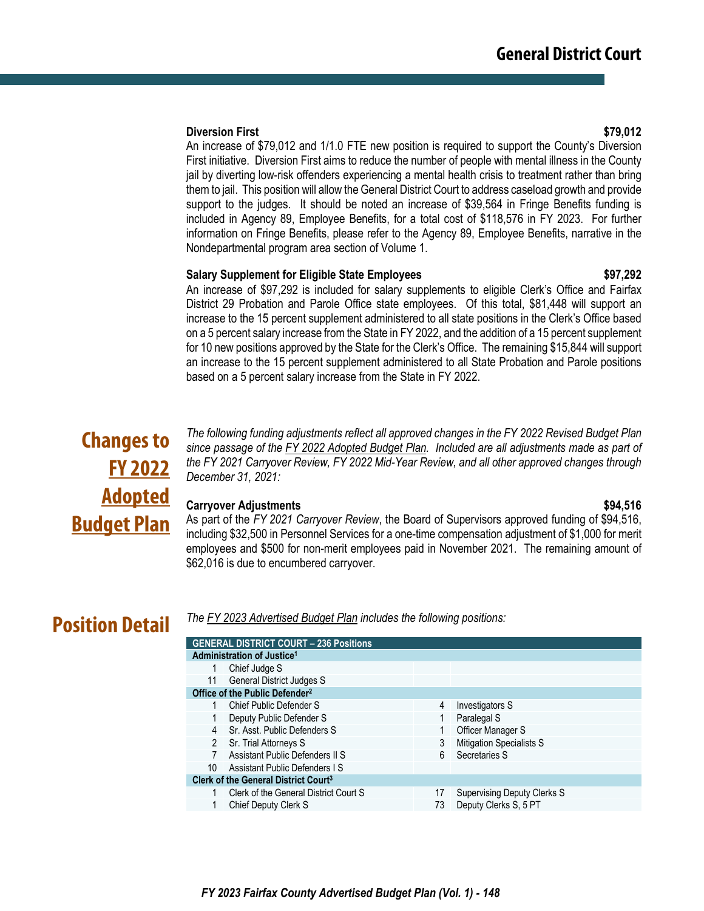**Diversion First** **$79,012**

An increase of $79,012 and 1/1.0 FTE new position is required to support the County's Diversion First initiative. Diversion First aims to reduce the number of people with mental illness in the County jail by diverting low-risk offenders experiencing a mental health crisis to treatment rather than bring them to jail. This position will allow the General District Court to address caseload growth and provide support to the judges. It should be noted an increase of $39,564 in Fringe Benefits funding is included in Agency 89, Employee Benefits, for a total cost of $118,576 in FY 2023. For further information on Fringe Benefits, please refer to the Agency 89, Employee Benefits, narrative in the Nondepartmental program area section of Volume 1.

**Salary Supplement for Eligible State Employees** **$97,292**

An increase of $97,292 is included for salary supplements to eligible Clerk's Office and Fairfax District 29 Probation and Parole Office state employees. Of this total, $81,448 will support an increase to the 15 percent supplement administered to all state positions in the Clerk's Office based on a 5 percent salary increase from the State in FY 2022, and the addition of a 15 percent supplement for 10 new positions approved by the State for the Clerk's Office. The remaining $15,844 will support an increase to the 15 percent supplement administered to all State Probation and Parole positions based on a 5 percent salary increase from the State in FY 2022.

## Changes to FY 2022 Adopted Budget Plan

*The following funding adjustments reflect all approved changes in the FY 2022 Revised Budget Plan since passage of the FY 2022 Adopted Budget Plan. Included are all adjustments made as part of the FY 2021 Carryover Review, FY 2022 Mid-Year Review, and all other approved changes through December 31, 2021:*

**Carryover Adjustments** **$94,516**

As part of the *FY 2021 Carryover Review*, the Board of Supervisors approved funding of $94,516, including $32,500 in Personnel Services for a one-time compensation adjustment of $1,000 for merit employees and $500 for non-merit employees paid in November 2021. The remaining amount of $62,016 is due to encumbered carryover.

## Position Detail

*The FY 2023 Advertised Budget Plan includes the following positions:*

| GENERAL DISTRICT COURT – 236 Positions | | | |
|---|---|---|---|
| **Administration of Justice[1]** | | | |
| 1 | Chief Judge S | | |
| 11 | General District Judges S | | |
| **Office of the Public Defender[2]** | | | |
| 1 | Chief Public Defender S | 4 | Investigators S |
| 1 | Deputy Public Defender S | 1 | Paralegal S |
| 4 | Sr. Asst. Public Defenders S | 1 | Officer Manager S |
| 2 | Sr. Trial Attorneys S | 3 | Mitigation Specialists S |
| 7 | Assistant Public Defenders II S | 6 | Secretaries S |
| 10 | Assistant Public Defenders I S | | |
| **Clerk of the General District Court[3]** | | | |
| 1 | Clerk of the General District Court S | 17 | Supervising Deputy Clerks S |
| 1 | Chief Deputy Clerk S | 73 | Deputy Clerks S, 5 PT |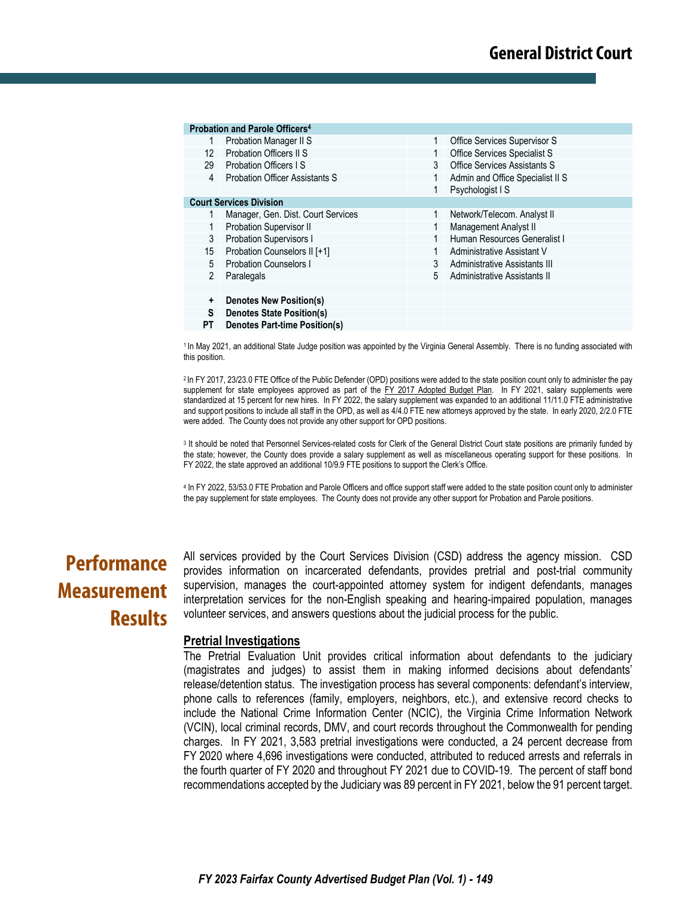| | Probation and Parole Officers[4] | | |
|---|---|---|---|
| 1 | Probation Manager II S | 1 | Office Services Supervisor S |
| 12 | Probation Officers II S | 1 | Office Services Specialist S |
| 29 | Probation Officers I S | 3 | Office Services Assistants S |
| 4 | Probation Officer Assistants S | 1 | Admin and Office Specialist II S |
| | | 1 | Psychologist I S |
| | **Court Services Division** | | |
| 1 | Manager, Gen. Dist. Court Services | 1 | Network/Telecom. Analyst II |
| 1 | Probation Supervisor II | 1 | Management Analyst II |
| 3 | Probation Supervisors I | 1 | Human Resources Generalist I |
| 15 | Probation Counselors II [+1] | 1 | Administrative Assistant V |
| 5 | Probation Counselors I | 3 | Administrative Assistants III |
| 2 | Paralegals | 5 | Administrative Assistants II |
| | | | |
| **+** | **Denotes New Position(s)** | | |
| **S** | **Denotes State Position(s)** | | |
| **PT** | **Denotes Part-time Position(s)** | | |

[1] In May 2021, an additional State Judge position was appointed by the Virginia General Assembly. There is no funding associated with this position.

[2] In FY 2017, 23/23.0 FTE Office of the Public Defender (OPD) positions were added to the state position count only to administer the pay supplement for state employees approved as part of the FY 2017 Adopted Budget Plan. In FY 2021, salary supplements were standardized at 15 percent for new hires. In FY 2022, the salary supplement was expanded to an additional 11/11.0 FTE administrative and support positions to include all staff in the OPD, as well as 4/4.0 FTE new attorneys approved by the state. In early 2020, 2/2.0 FTE were added. The County does not provide any other support for OPD positions.

[3] It should be noted that Personnel Services-related costs for Clerk of the General District Court state positions are primarily funded by the state; however, the County does provide a salary supplement as well as miscellaneous operating support for these positions. In FY 2022, the state approved an additional 10/9.9 FTE positions to support the Clerk's Office.

[4] In FY 2022, 53/53.0 FTE Probation and Parole Officers and office support staff were added to the state position count only to administer the pay supplement for state employees. The County does not provide any other support for Probation and Parole positions.

## Performance Measurement Results

All services provided by the Court Services Division (CSD) address the agency mission. CSD provides information on incarcerated defendants, provides pretrial and post-trial community supervision, manages the court-appointed attorney system for indigent defendants, manages interpretation services for the non-English speaking and hearing-impaired population, manages volunteer services, and answers questions about the judicial process for the public.

### Pretrial Investigations

The Pretrial Evaluation Unit provides critical information about defendants to the judiciary (magistrates and judges) to assist them in making informed decisions about defendants' release/detention status. The investigation process has several components: defendant's interview, phone calls to references (family, employers, neighbors, etc.), and extensive record checks to include the National Crime Information Center (NCIC), the Virginia Crime Information Network (VCIN), local criminal records, DMV, and court records throughout the Commonwealth for pending charges. In FY 2021, 3,583 pretrial investigations were conducted, a 24 percent decrease from FY 2020 where 4,696 investigations were conducted, attributed to reduced arrests and referrals in the fourth quarter of FY 2020 and throughout FY 2021 due to COVID-19. The percent of staff bond recommendations accepted by the Judiciary was 89 percent in FY 2021, below the 91 percent target.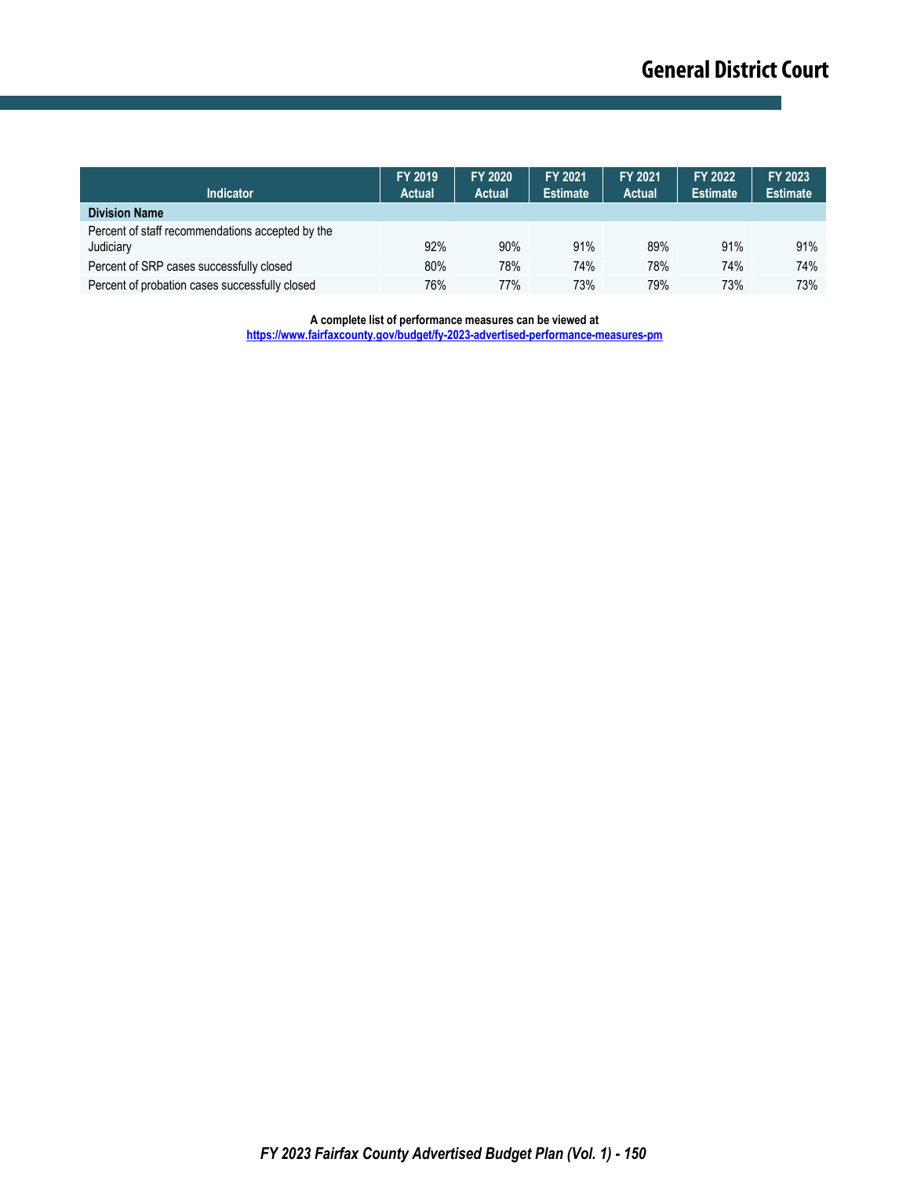| Indicator | FY 2019 Actual | FY 2020 Actual | FY 2021 Estimate | FY 2021 Actual | FY 2022 Estimate | FY 2023 Estimate |
|---|---|---|---|---|---|---|
| **Division Name** | | | | | | |
| Percent of staff recommendations accepted by the Judiciary | 92% | 90% | 91% | 89% | 91% | 91% |
| Percent of SRP cases successfully closed | 80% | 78% | 74% | 78% | 74% | 74% |
| Percent of probation cases successfully closed | 76% | 77% | 73% | 79% | 73% | 73% |

**A complete list of performance measures can be viewed at**
**https://www.fairfaxcounty.gov/budget/fy-2023-advertised-performance-measures-pm**